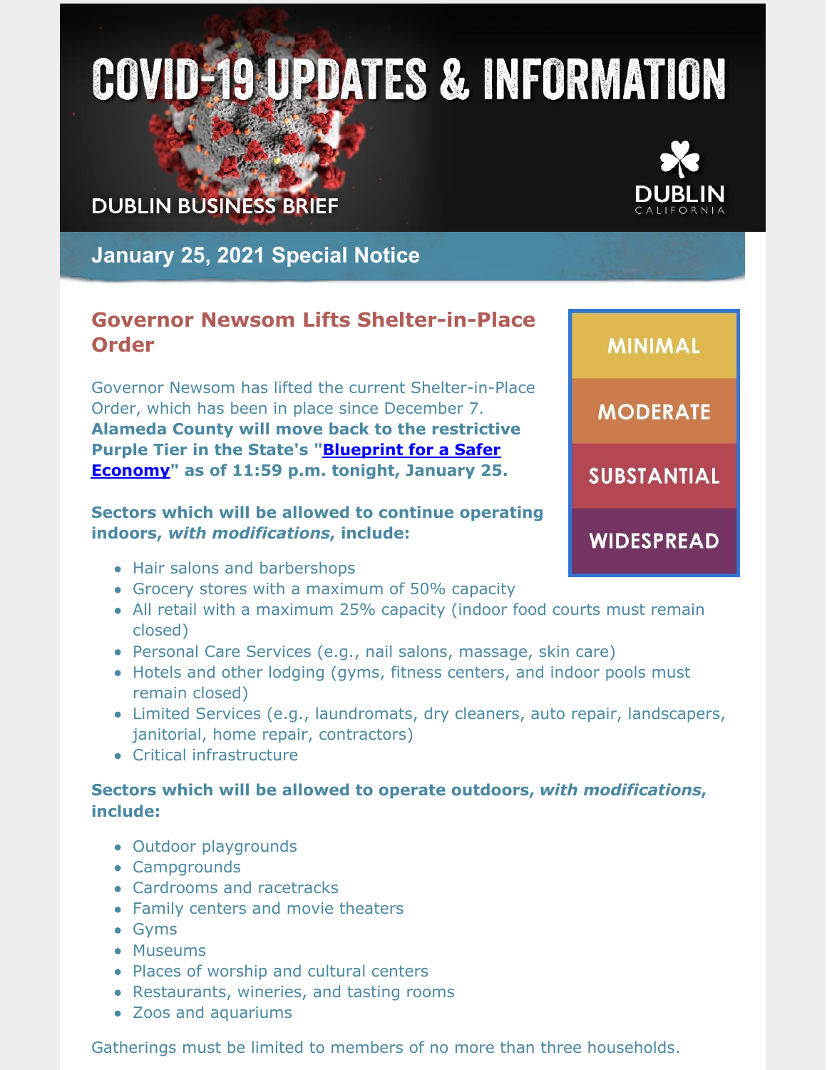# COVID-19 UPDATES & INFORMATION

DUBLIN BUSINESS BRIEF

DUBLIN CALIFORNIA

## January 25, 2021 Special Notice

### Governor Newsom Lifts Shelter-in-Place Order

Governor Newsom has lifted the current Shelter-in-Place Order, which has been in place since December 7. **Alameda County will move back to the restrictive Purple Tier in the State's "[Blueprint for a Safer Economy](#)" as of 11:59 p.m. tonight, January 25.**

MINIMAL

MODERATE

SUBSTANTIAL

WIDESPREAD

**Sectors which will be allowed to continue operating indoors, *with modifications*, include:**

- Hair salons and barbershops
- Grocery stores with a maximum of 50% capacity
- All retail with a maximum 25% capacity (indoor food courts must remain closed)
- Personal Care Services (e.g., nail salons, massage, skin care)
- Hotels and other lodging (gyms, fitness centers, and indoor pools must remain closed)
- Limited Services (e.g., laundromats, dry cleaners, auto repair, landscapers, janitorial, home repair, contractors)
- Critical infrastructure

**Sectors which will be allowed to operate outdoors, *with modifications*, include:**

- Outdoor playgrounds
- Campgrounds
- Cardrooms and racetracks
- Family centers and movie theaters
- Gyms
- Museums
- Places of worship and cultural centers
- Restaurants, wineries, and tasting rooms
- Zoos and aquariums

Gatherings must be limited to members of no more than three households.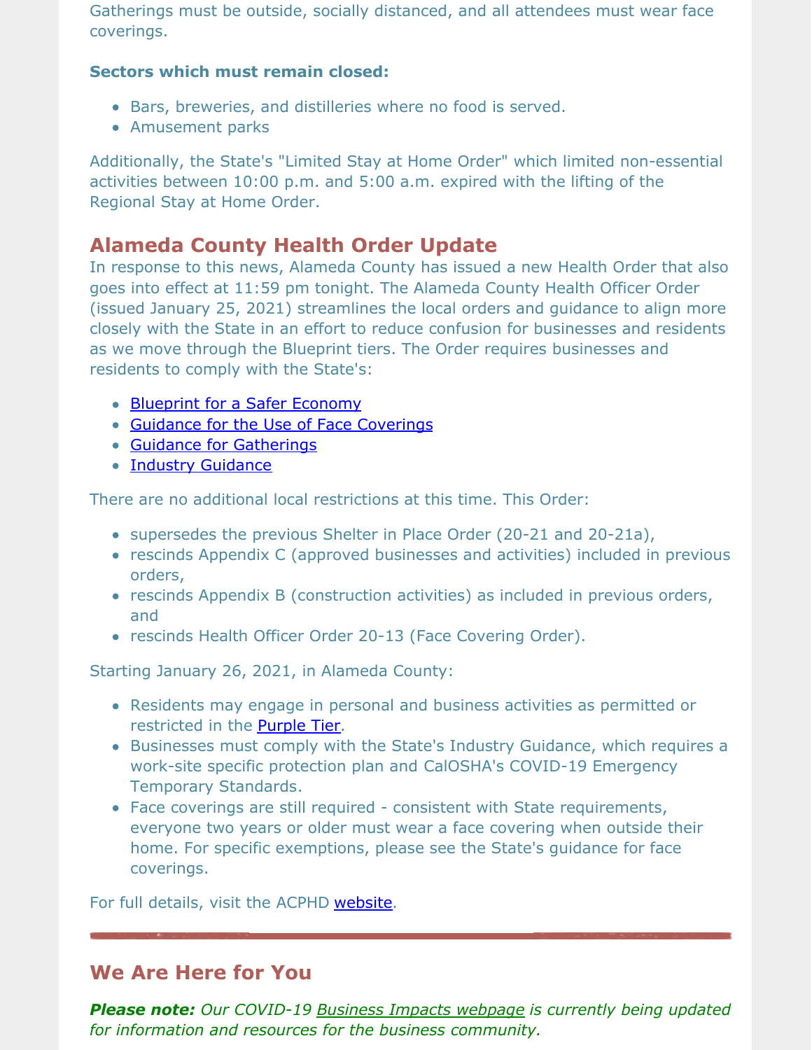Gatherings must be outside, socially distanced, and all attendees must wear face coverings.

**Sectors which must remain closed:**

- Bars, breweries, and distilleries where no food is served.
- Amusement parks

Additionally, the State's "Limited Stay at Home Order" which limited non-essential activities between 10:00 p.m. and 5:00 a.m. expired with the lifting of the Regional Stay at Home Order.

## Alameda County Health Order Update

In response to this news, Alameda County has issued a new Health Order that also goes into effect at 11:59 pm tonight. The Alameda County Health Officer Order (issued January 25, 2021) streamlines the local orders and guidance to align more closely with the State in an effort to reduce confusion for businesses and residents as we move through the Blueprint tiers. The Order requires businesses and residents to comply with the State's:

- Blueprint for a Safer Economy
- Guidance for the Use of Face Coverings
- Guidance for Gatherings
- Industry Guidance

There are no additional local restrictions at this time. This Order:

- supersedes the previous Shelter in Place Order (20-21 and 20-21a),
- rescinds Appendix C (approved businesses and activities) included in previous orders,
- rescinds Appendix B (construction activities) as included in previous orders, and
- rescinds Health Officer Order 20-13 (Face Covering Order).

Starting January 26, 2021, in Alameda County:

- Residents may engage in personal and business activities as permitted or restricted in the Purple Tier.
- Businesses must comply with the State's Industry Guidance, which requires a work-site specific protection plan and CalOSHA's COVID-19 Emergency Temporary Standards.
- Face coverings are still required - consistent with State requirements, everyone two years or older must wear a face covering when outside their home. For specific exemptions, please see the State's guidance for face coverings.

For full details, visit the ACPHD website.

## We Are Here for You

***Please note:*** *Our COVID-19 Business Impacts webpage is currently being updated for information and resources for the business community.*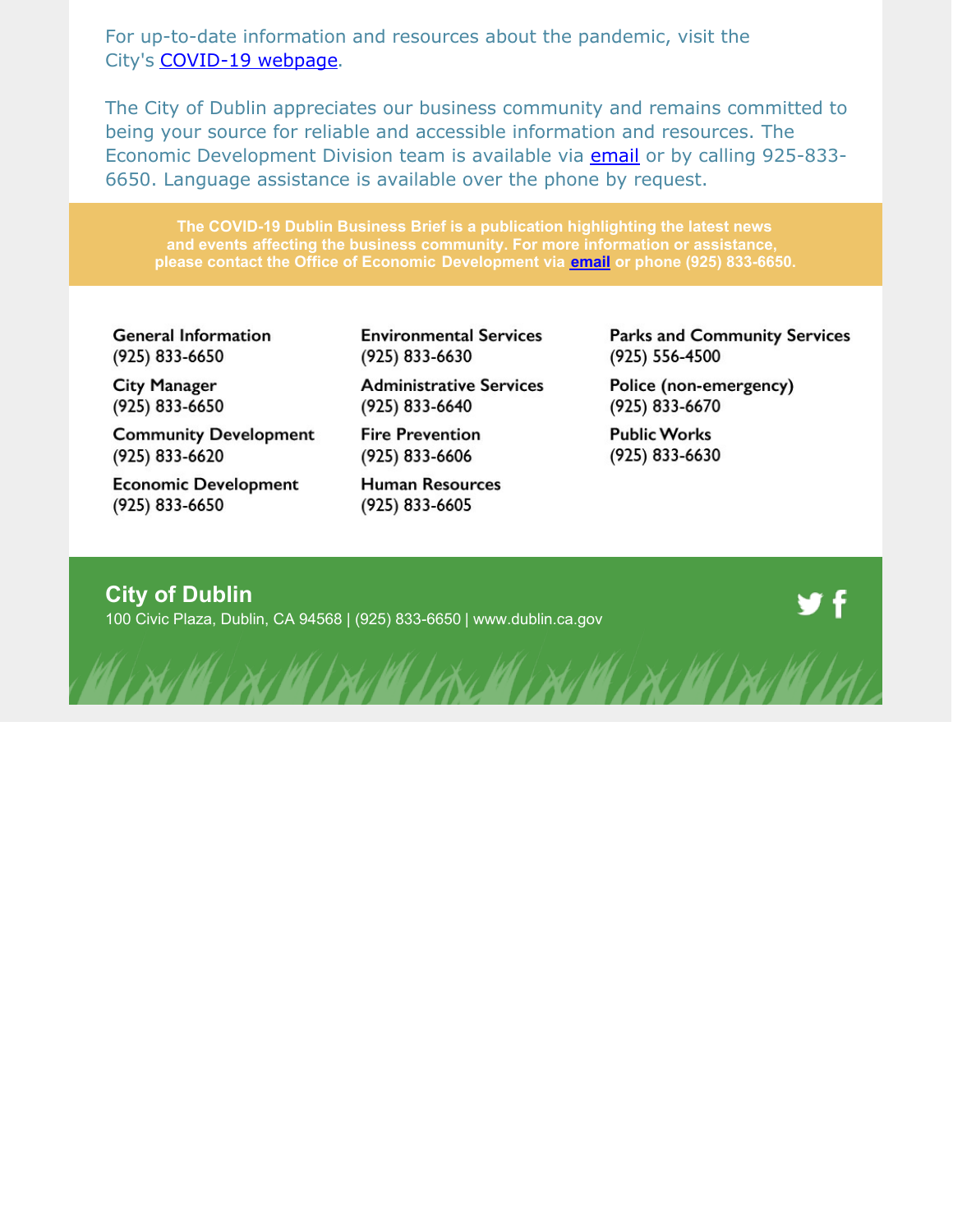For up-to-date information and resources about the pandemic, visit the City's COVID-19 webpage.

The City of Dublin appreciates our business community and remains committed to being your source for reliable and accessible information and resources. The Economic Development Division team is available via email or by calling 925-833-6650. Language assistance is available over the phone by request.

**The COVID-19 Dublin Business Brief is a publication highlighting the latest news and events affecting the business community. For more information or assistance, please contact the Office of Economic Development via email or phone (925) 833-6650.**

**General Information**
(925) 833-6650

**City Manager**
(925) 833-6650

**Community Development**
(925) 833-6620

**Economic Development**
(925) 833-6650

**Environmental Services**
(925) 833-6630

**Administrative Services**
(925) 833-6640

**Fire Prevention**
(925) 833-6606

**Human Resources**
(925) 833-6605

**Parks and Community Services**
(925) 556-4500

**Police (non-emergency)**
(925) 833-6670

**Public Works**
(925) 833-6630

## City of Dublin

100 Civic Plaza, Dublin, CA 94568 | (925) 833-6650 | www.dublin.ca.gov